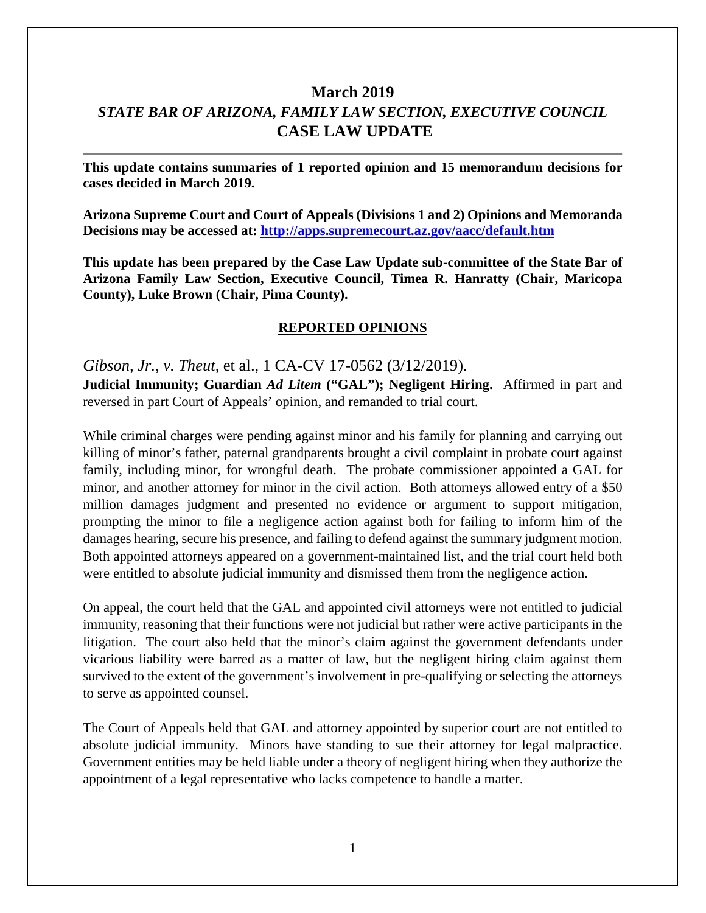# March 2019

## *STATE BAR OF ARIZONA, FAMILY LAW SECTION, EXECUTIVE COUNCIL*

## CASE LAW UPDATE

---

**This update contains summaries of 1 reported opinion and 15 memorandum decisions for cases decided in March 2019.**

**Arizona Supreme Court and Court of Appeals (Divisions 1 and 2) Opinions and Memoranda Decisions may be accessed at: [http://apps.supremecourt.az.gov/aacc/default.htm](http://apps.supremecourt.az.gov/aacc/default.htm)**

**This update has been prepared by the Case Law Update sub-committee of the State Bar of Arizona Family Law Section, Executive Council, Timea R. Hanratty (Chair, Maricopa County), Luke Brown (Chair, Pima County).**

### REPORTED OPINIONS

*Gibson, Jr., v. Theut,* et al., 1 CA-CV 17-0562 (3/12/2019).
**Judicial Immunity; Guardian *Ad Litem* ("GAL"); Negligent Hiring.** Affirmed in part and reversed in part Court of Appeals' opinion, and remanded to trial court.

While criminal charges were pending against minor and his family for planning and carrying out killing of minor's father, paternal grandparents brought a civil complaint in probate court against family, including minor, for wrongful death. The probate commissioner appointed a GAL for minor, and another attorney for minor in the civil action. Both attorneys allowed entry of a $50 million damages judgment and presented no evidence or argument to support mitigation, prompting the minor to file a negligence action against both for failing to inform him of the damages hearing, secure his presence, and failing to defend against the summary judgment motion. Both appointed attorneys appeared on a government-maintained list, and the trial court held both were entitled to absolute judicial immunity and dismissed them from the negligence action.

On appeal, the court held that the GAL and appointed civil attorneys were not entitled to judicial immunity, reasoning that their functions were not judicial but rather were active participants in the litigation. The court also held that the minor's claim against the government defendants under vicarious liability were barred as a matter of law, but the negligent hiring claim against them survived to the extent of the government's involvement in pre-qualifying or selecting the attorneys to serve as appointed counsel.

The Court of Appeals held that GAL and attorney appointed by superior court are not entitled to absolute judicial immunity. Minors have standing to sue their attorney for legal malpractice. Government entities may be held liable under a theory of negligent hiring when they authorize the appointment of a legal representative who lacks competence to handle a matter.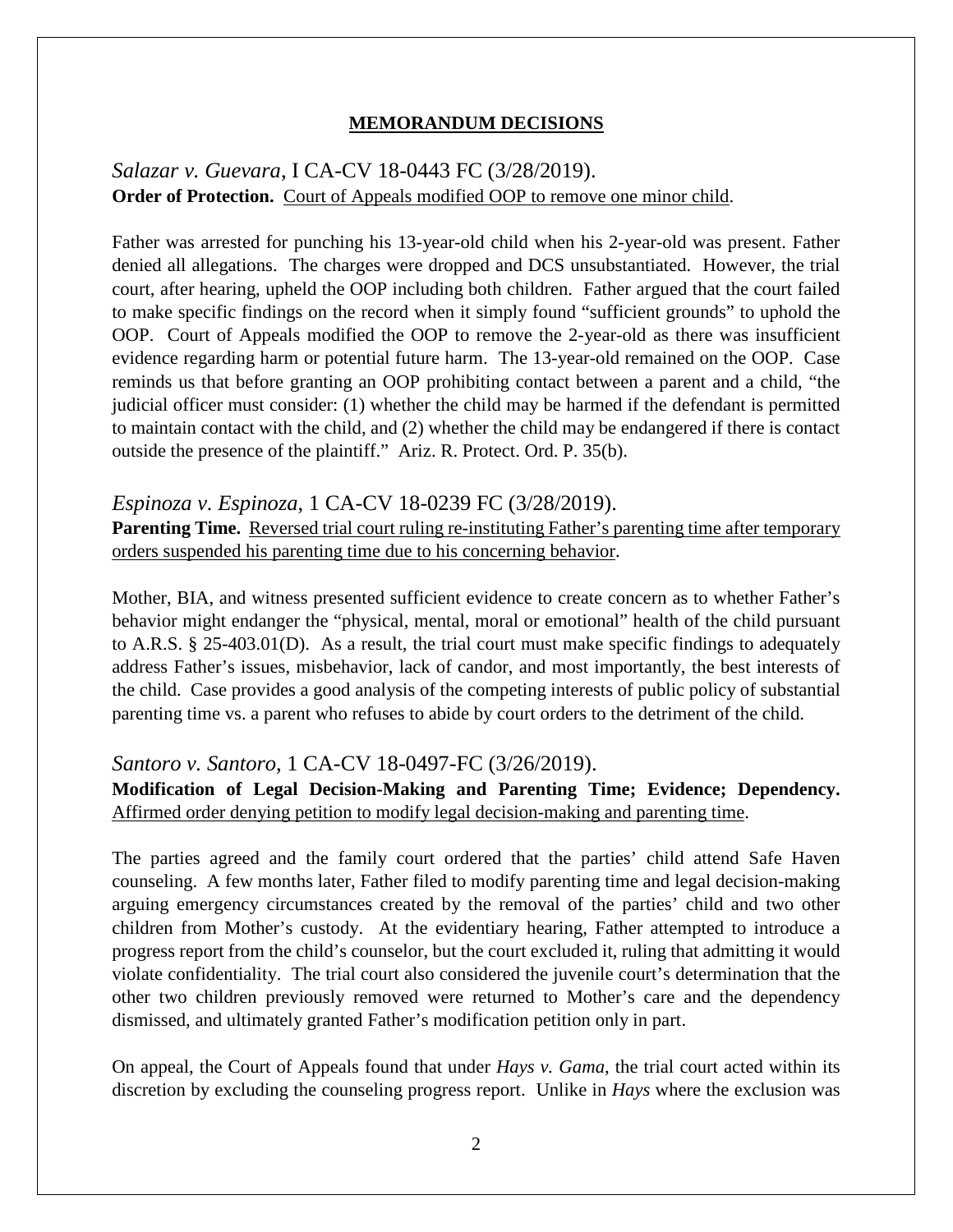## MEMORANDUM DECISIONS

*Salazar v. Guevara*, I CA-CV 18-0443 FC (3/28/2019).
**Order of Protection.** Court of Appeals modified OOP to remove one minor child.

Father was arrested for punching his 13-year-old child when his 2-year-old was present. Father denied all allegations. The charges were dropped and DCS unsubstantiated. However, the trial court, after hearing, upheld the OOP including both children. Father argued that the court failed to make specific findings on the record when it simply found "sufficient grounds" to uphold the OOP. Court of Appeals modified the OOP to remove the 2-year-old as there was insufficient evidence regarding harm or potential future harm. The 13-year-old remained on the OOP. Case reminds us that before granting an OOP prohibiting contact between a parent and a child, "the judicial officer must consider: (1) whether the child may be harmed if the defendant is permitted to maintain contact with the child, and (2) whether the child may be endangered if there is contact outside the presence of the plaintiff." Ariz. R. Protect. Ord. P. 35(b).

*Espinoza v. Espinoza*, 1 CA-CV 18-0239 FC (3/28/2019).
**Parenting Time.** Reversed trial court ruling re-instituting Father's parenting time after temporary orders suspended his parenting time due to his concerning behavior.

Mother, BIA, and witness presented sufficient evidence to create concern as to whether Father's behavior might endanger the "physical, mental, moral or emotional" health of the child pursuant to A.R.S. § 25-403.01(D). As a result, the trial court must make specific findings to adequately address Father's issues, misbehavior, lack of candor, and most importantly, the best interests of the child. Case provides a good analysis of the competing interests of public policy of substantial parenting time vs. a parent who refuses to abide by court orders to the detriment of the child.

*Santoro v. Santoro*, 1 CA-CV 18-0497-FC (3/26/2019).
**Modification of Legal Decision-Making and Parenting Time; Evidence; Dependency.** Affirmed order denying petition to modify legal decision-making and parenting time.

The parties agreed and the family court ordered that the parties' child attend Safe Haven counseling. A few months later, Father filed to modify parenting time and legal decision-making arguing emergency circumstances created by the removal of the parties' child and two other children from Mother's custody. At the evidentiary hearing, Father attempted to introduce a progress report from the child's counselor, but the court excluded it, ruling that admitting it would violate confidentiality. The trial court also considered the juvenile court's determination that the other two children previously removed were returned to Mother's care and the dependency dismissed, and ultimately granted Father's modification petition only in part.

On appeal, the Court of Appeals found that under *Hays v. Gama*, the trial court acted within its discretion by excluding the counseling progress report. Unlike in *Hays* where the exclusion was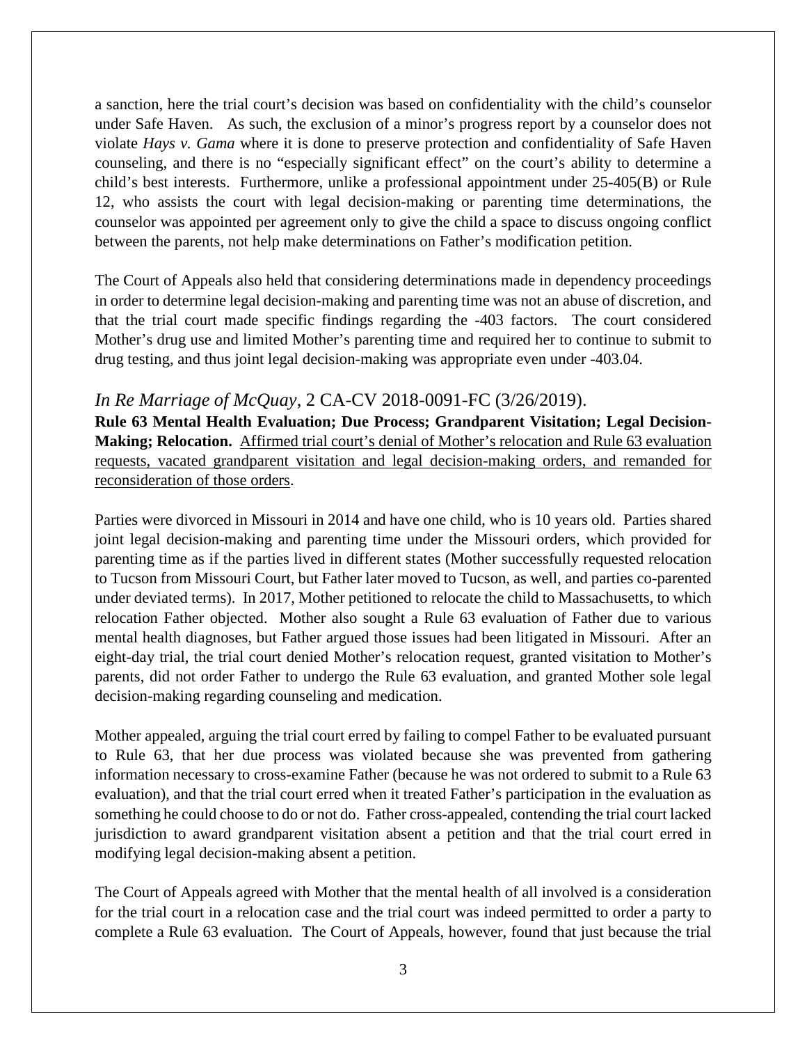a sanction, here the trial court's decision was based on confidentiality with the child's counselor under Safe Haven. As such, the exclusion of a minor's progress report by a counselor does not violate *Hays v. Gama* where it is done to preserve protection and confidentiality of Safe Haven counseling, and there is no "especially significant effect" on the court's ability to determine a child's best interests. Furthermore, unlike a professional appointment under 25-405(B) or Rule 12, who assists the court with legal decision-making or parenting time determinations, the counselor was appointed per agreement only to give the child a space to discuss ongoing conflict between the parents, not help make determinations on Father's modification petition.

The Court of Appeals also held that considering determinations made in dependency proceedings in order to determine legal decision-making and parenting time was not an abuse of discretion, and that the trial court made specific findings regarding the -403 factors. The court considered Mother's drug use and limited Mother's parenting time and required her to continue to submit to drug testing, and thus joint legal decision-making was appropriate even under -403.04.

## *In Re Marriage of McQuay*, 2 CA-CV 2018-0091-FC (3/26/2019).

**Rule 63 Mental Health Evaluation; Due Process; Grandparent Visitation; Legal Decision-Making; Relocation.** <u>Affirmed trial court's denial of Mother's relocation and Rule 63 evaluation requests, vacated grandparent visitation and legal decision-making orders, and remanded for reconsideration of those orders</u>.

Parties were divorced in Missouri in 2014 and have one child, who is 10 years old. Parties shared joint legal decision-making and parenting time under the Missouri orders, which provided for parenting time as if the parties lived in different states (Mother successfully requested relocation to Tucson from Missouri Court, but Father later moved to Tucson, as well, and parties co-parented under deviated terms). In 2017, Mother petitioned to relocate the child to Massachusetts, to which relocation Father objected. Mother also sought a Rule 63 evaluation of Father due to various mental health diagnoses, but Father argued those issues had been litigated in Missouri. After an eight-day trial, the trial court denied Mother's relocation request, granted visitation to Mother's parents, did not order Father to undergo the Rule 63 evaluation, and granted Mother sole legal decision-making regarding counseling and medication.

Mother appealed, arguing the trial court erred by failing to compel Father to be evaluated pursuant to Rule 63, that her due process was violated because she was prevented from gathering information necessary to cross-examine Father (because he was not ordered to submit to a Rule 63 evaluation), and that the trial court erred when it treated Father's participation in the evaluation as something he could choose to do or not do. Father cross-appealed, contending the trial court lacked jurisdiction to award grandparent visitation absent a petition and that the trial court erred in modifying legal decision-making absent a petition.

The Court of Appeals agreed with Mother that the mental health of all involved is a consideration for the trial court in a relocation case and the trial court was indeed permitted to order a party to complete a Rule 63 evaluation. The Court of Appeals, however, found that just because the trial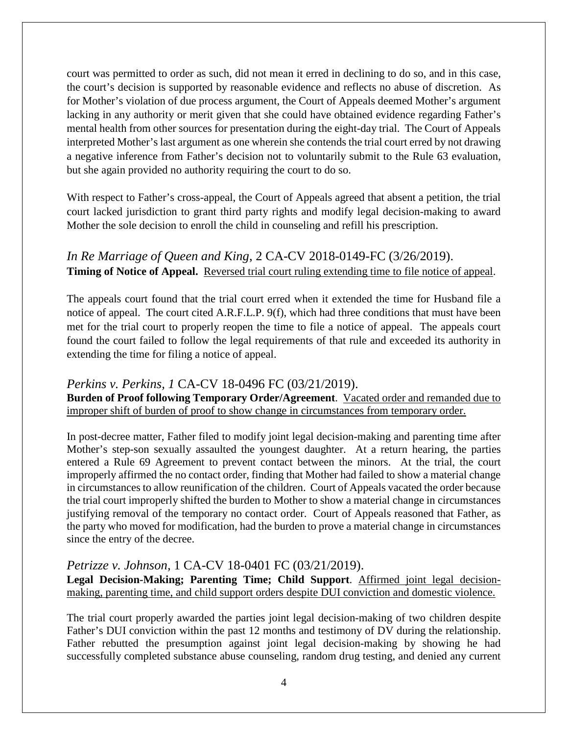court was permitted to order as such, did not mean it erred in declining to do so, and in this case, the court's decision is supported by reasonable evidence and reflects no abuse of discretion. As for Mother's violation of due process argument, the Court of Appeals deemed Mother's argument lacking in any authority or merit given that she could have obtained evidence regarding Father's mental health from other sources for presentation during the eight-day trial. The Court of Appeals interpreted Mother's last argument as one wherein she contends the trial court erred by not drawing a negative inference from Father's decision not to voluntarily submit to the Rule 63 evaluation, but she again provided no authority requiring the court to do so.

With respect to Father's cross-appeal, the Court of Appeals agreed that absent a petition, the trial court lacked jurisdiction to grant third party rights and modify legal decision-making to award Mother the sole decision to enroll the child in counseling and refill his prescription.

### *In Re Marriage of Queen and King*, 2 CA-CV 2018-0149-FC (3/26/2019).

**Timing of Notice of Appeal.** <u>Reversed trial court ruling extending time to file notice of appeal</u>.

The appeals court found that the trial court erred when it extended the time for Husband file a notice of appeal. The court cited A.R.F.L.P. 9(f), which had three conditions that must have been met for the trial court to properly reopen the time to file a notice of appeal. The appeals court found the court failed to follow the legal requirements of that rule and exceeded its authority in extending the time for filing a notice of appeal.

### *Perkins v. Perkins, 1* CA-CV 18-0496 FC (03/21/2019).

**Burden of Proof following Temporary Order/Agreement**. <u>Vacated order and remanded due to improper shift of burden of proof to show change in circumstances from temporary order.</u>

In post-decree matter, Father filed to modify joint legal decision-making and parenting time after Mother's step-son sexually assaulted the youngest daughter. At a return hearing, the parties entered a Rule 69 Agreement to prevent contact between the minors. At the trial, the court improperly affirmed the no contact order, finding that Mother had failed to show a material change in circumstances to allow reunification of the children. Court of Appeals vacated the order because the trial court improperly shifted the burden to Mother to show a material change in circumstances justifying removal of the temporary no contact order. Court of Appeals reasoned that Father, as the party who moved for modification, had the burden to prove a material change in circumstances since the entry of the decree.

### *Petrizze v. Johnson,* 1 CA-CV 18-0401 FC (03/21/2019).

**Legal Decision-Making; Parenting Time; Child Support**. <u>Affirmed joint legal decision-making, parenting time, and child support orders despite DUI conviction and domestic violence.</u>

The trial court properly awarded the parties joint legal decision-making of two children despite Father's DUI conviction within the past 12 months and testimony of DV during the relationship. Father rebutted the presumption against joint legal decision-making by showing he had successfully completed substance abuse counseling, random drug testing, and denied any current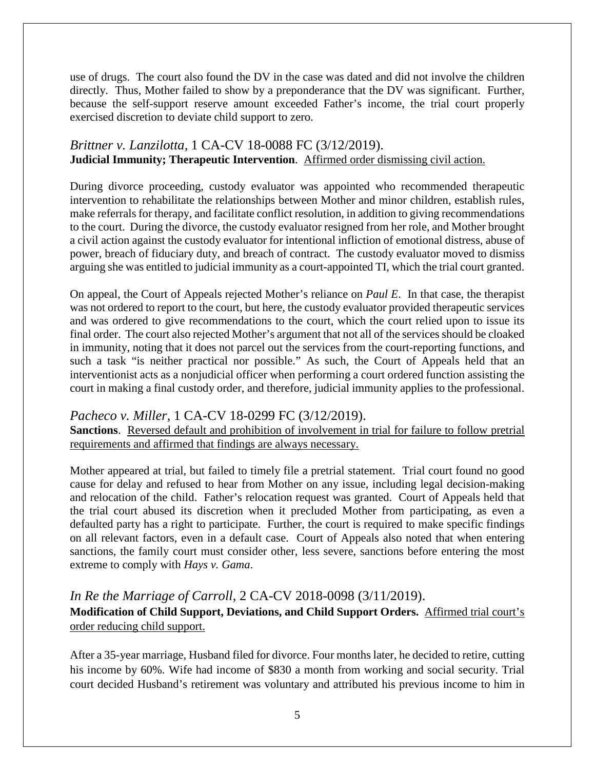use of drugs. The court also found the DV in the case was dated and did not involve the children directly. Thus, Mother failed to show by a preponderance that the DV was significant. Further, because the self-support reserve amount exceeded Father's income, the trial court properly exercised discretion to deviate child support to zero.

### *Brittner v. Lanzilotta*, 1 CA-CV 18-0088 FC (3/12/2019).

**Judicial Immunity; Therapeutic Intervention**. Affirmed order dismissing civil action.

During divorce proceeding, custody evaluator was appointed who recommended therapeutic intervention to rehabilitate the relationships between Mother and minor children, establish rules, make referrals for therapy, and facilitate conflict resolution, in addition to giving recommendations to the court. During the divorce, the custody evaluator resigned from her role, and Mother brought a civil action against the custody evaluator for intentional infliction of emotional distress, abuse of power, breach of fiduciary duty, and breach of contract. The custody evaluator moved to dismiss arguing she was entitled to judicial immunity as a court-appointed TI, which the trial court granted.

On appeal, the Court of Appeals rejected Mother's reliance on *Paul E*. In that case, the therapist was not ordered to report to the court, but here, the custody evaluator provided therapeutic services and was ordered to give recommendations to the court, which the court relied upon to issue its final order. The court also rejected Mother's argument that not all of the services should be cloaked in immunity, noting that it does not parcel out the services from the court-reporting functions, and such a task "is neither practical nor possible." As such, the Court of Appeals held that an interventionist acts as a nonjudicial officer when performing a court ordered function assisting the court in making a final custody order, and therefore, judicial immunity applies to the professional.

### *Pacheco v. Miller*, 1 CA-CV 18-0299 FC (3/12/2019).

**Sanctions**. Reversed default and prohibition of involvement in trial for failure to follow pretrial requirements and affirmed that findings are always necessary.

Mother appeared at trial, but failed to timely file a pretrial statement. Trial court found no good cause for delay and refused to hear from Mother on any issue, including legal decision-making and relocation of the child. Father's relocation request was granted. Court of Appeals held that the trial court abused its discretion when it precluded Mother from participating, as even a defaulted party has a right to participate. Further, the court is required to make specific findings on all relevant factors, even in a default case. Court of Appeals also noted that when entering sanctions, the family court must consider other, less severe, sanctions before entering the most extreme to comply with *Hays v. Gama*.

### *In Re the Marriage of Carroll*, 2 CA-CV 2018-0098 (3/11/2019).

**Modification of Child Support, Deviations, and Child Support Orders.** Affirmed trial court's order reducing child support.

After a 35-year marriage, Husband filed for divorce. Four months later, he decided to retire, cutting his income by 60%. Wife had income of $830 a month from working and social security. Trial court decided Husband's retirement was voluntary and attributed his previous income to him in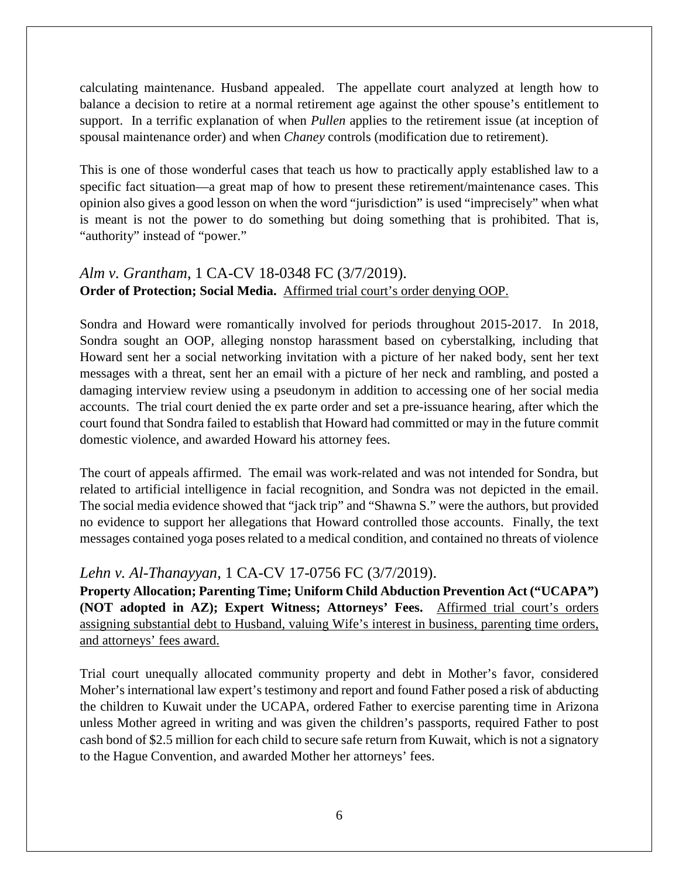calculating maintenance. Husband appealed. The appellate court analyzed at length how to balance a decision to retire at a normal retirement age against the other spouse's entitlement to support. In a terrific explanation of when *Pullen* applies to the retirement issue (at inception of spousal maintenance order) and when *Chaney* controls (modification due to retirement).

This is one of those wonderful cases that teach us how to practically apply established law to a specific fact situation—a great map of how to present these retirement/maintenance cases. This opinion also gives a good lesson on when the word "jurisdiction" is used "imprecisely" when what is meant is not the power to do something but doing something that is prohibited. That is, "authority" instead of "power."

### *Alm v. Grantham*, 1 CA-CV 18-0348 FC (3/7/2019).

**Order of Protection; Social Media.** Affirmed trial court's order denying OOP.

Sondra and Howard were romantically involved for periods throughout 2015-2017. In 2018, Sondra sought an OOP, alleging nonstop harassment based on cyberstalking, including that Howard sent her a social networking invitation with a picture of her naked body, sent her text messages with a threat, sent her an email with a picture of her neck and rambling, and posted a damaging interview review using a pseudonym in addition to accessing one of her social media accounts. The trial court denied the ex parte order and set a pre-issuance hearing, after which the court found that Sondra failed to establish that Howard had committed or may in the future commit domestic violence, and awarded Howard his attorney fees.

The court of appeals affirmed. The email was work-related and was not intended for Sondra, but related to artificial intelligence in facial recognition, and Sondra was not depicted in the email. The social media evidence showed that "jack trip" and "Shawna S." were the authors, but provided no evidence to support her allegations that Howard controlled those accounts. Finally, the text messages contained yoga poses related to a medical condition, and contained no threats of violence

### *Lehn v. Al-Thanayyan*, 1 CA-CV 17-0756 FC (3/7/2019).

**Property Allocation; Parenting Time; Uniform Child Abduction Prevention Act ("UCAPA") (NOT adopted in AZ); Expert Witness; Attorneys' Fees.** Affirmed trial court's orders assigning substantial debt to Husband, valuing Wife's interest in business, parenting time orders, and attorneys' fees award.

Trial court unequally allocated community property and debt in Mother's favor, considered Moher's international law expert's testimony and report and found Father posed a risk of abducting the children to Kuwait under the UCAPA, ordered Father to exercise parenting time in Arizona unless Mother agreed in writing and was given the children's passports, required Father to post cash bond of \$2.5 million for each child to secure safe return from Kuwait, which is not a signatory to the Hague Convention, and awarded Mother her attorneys' fees.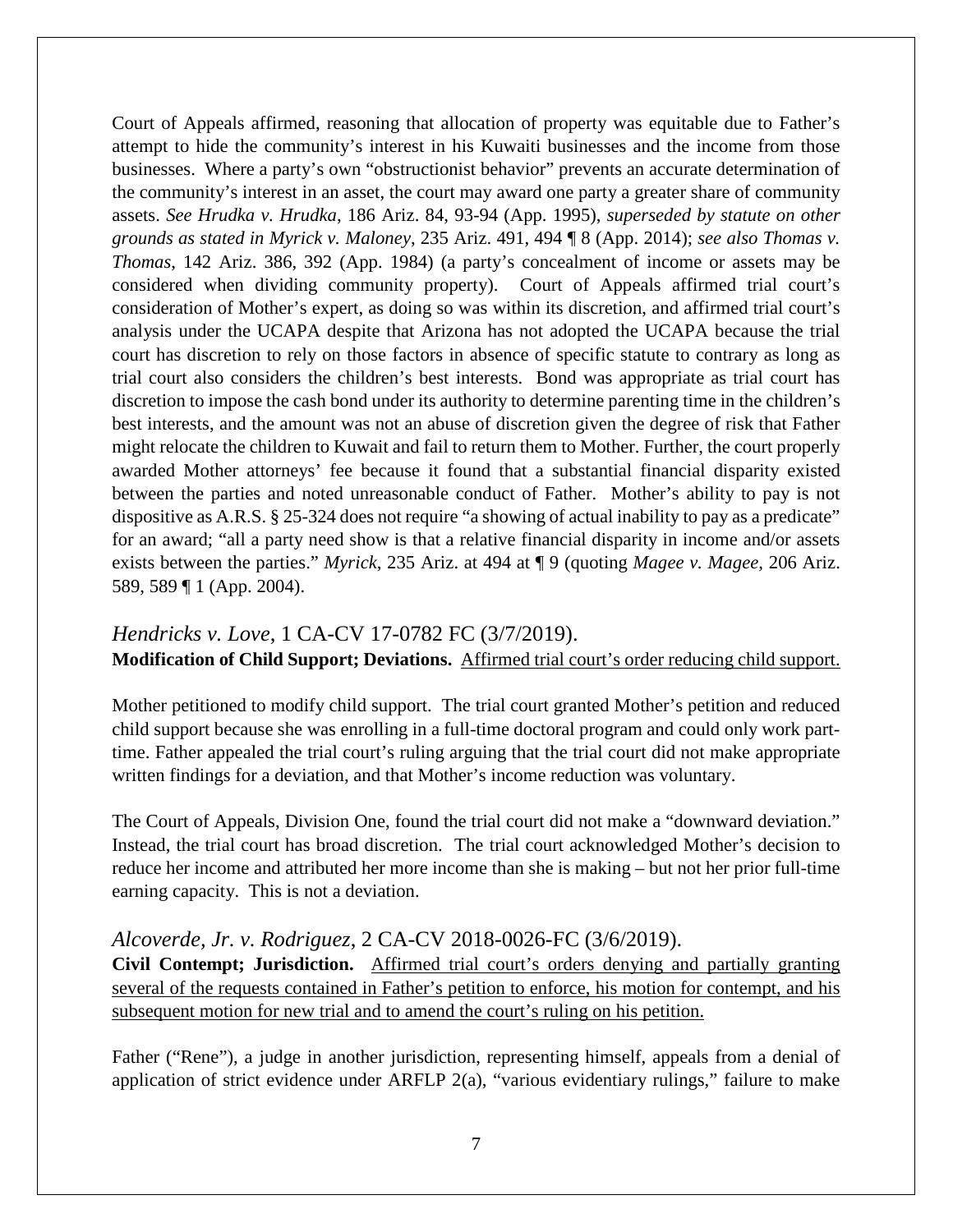Court of Appeals affirmed, reasoning that allocation of property was equitable due to Father's attempt to hide the community's interest in his Kuwaiti businesses and the income from those businesses. Where a party's own "obstructionist behavior" prevents an accurate determination of the community's interest in an asset, the court may award one party a greater share of community assets. *See Hrudka v. Hrudka*, 186 Ariz. 84, 93-94 (App. 1995), *superseded by statute on other grounds as stated in Myrick v. Maloney*, 235 Ariz. 491, 494 ¶ 8 (App. 2014); *see also Thomas v. Thomas*, 142 Ariz. 386, 392 (App. 1984) (a party's concealment of income or assets may be considered when dividing community property). Court of Appeals affirmed trial court's consideration of Mother's expert, as doing so was within its discretion, and affirmed trial court's analysis under the UCAPA despite that Arizona has not adopted the UCAPA because the trial court has discretion to rely on those factors in absence of specific statute to contrary as long as trial court also considers the children's best interests. Bond was appropriate as trial court has discretion to impose the cash bond under its authority to determine parenting time in the children's best interests, and the amount was not an abuse of discretion given the degree of risk that Father might relocate the children to Kuwait and fail to return them to Mother. Further, the court properly awarded Mother attorneys' fee because it found that a substantial financial disparity existed between the parties and noted unreasonable conduct of Father. Mother's ability to pay is not dispositive as A.R.S. § 25-324 does not require "a showing of actual inability to pay as a predicate" for an award; "all a party need show is that a relative financial disparity in income and/or assets exists between the parties." *Myrick*, 235 Ariz. at 494 at ¶ 9 (quoting *Magee v. Magee*, 206 Ariz. 589, 589 ¶ 1 (App. 2004).

## *Hendricks v. Love*, 1 CA-CV 17-0782 FC (3/7/2019).

**Modification of Child Support; Deviations.** Affirmed trial court's order reducing child support.

Mother petitioned to modify child support. The trial court granted Mother's petition and reduced child support because she was enrolling in a full-time doctoral program and could only work part-time. Father appealed the trial court's ruling arguing that the trial court did not make appropriate written findings for a deviation, and that Mother's income reduction was voluntary.

The Court of Appeals, Division One, found the trial court did not make a "downward deviation." Instead, the trial court has broad discretion. The trial court acknowledged Mother's decision to reduce her income and attributed her more income than she is making – but not her prior full-time earning capacity. This is not a deviation.

## *Alcoverde, Jr. v. Rodriguez*, 2 CA-CV 2018-0026-FC (3/6/2019).

**Civil Contempt; Jurisdiction.** Affirmed trial court's orders denying and partially granting several of the requests contained in Father's petition to enforce, his motion for contempt, and his subsequent motion for new trial and to amend the court's ruling on his petition.

Father ("Rene"), a judge in another jurisdiction, representing himself, appeals from a denial of application of strict evidence under ARFLP 2(a), "various evidentiary rulings," failure to make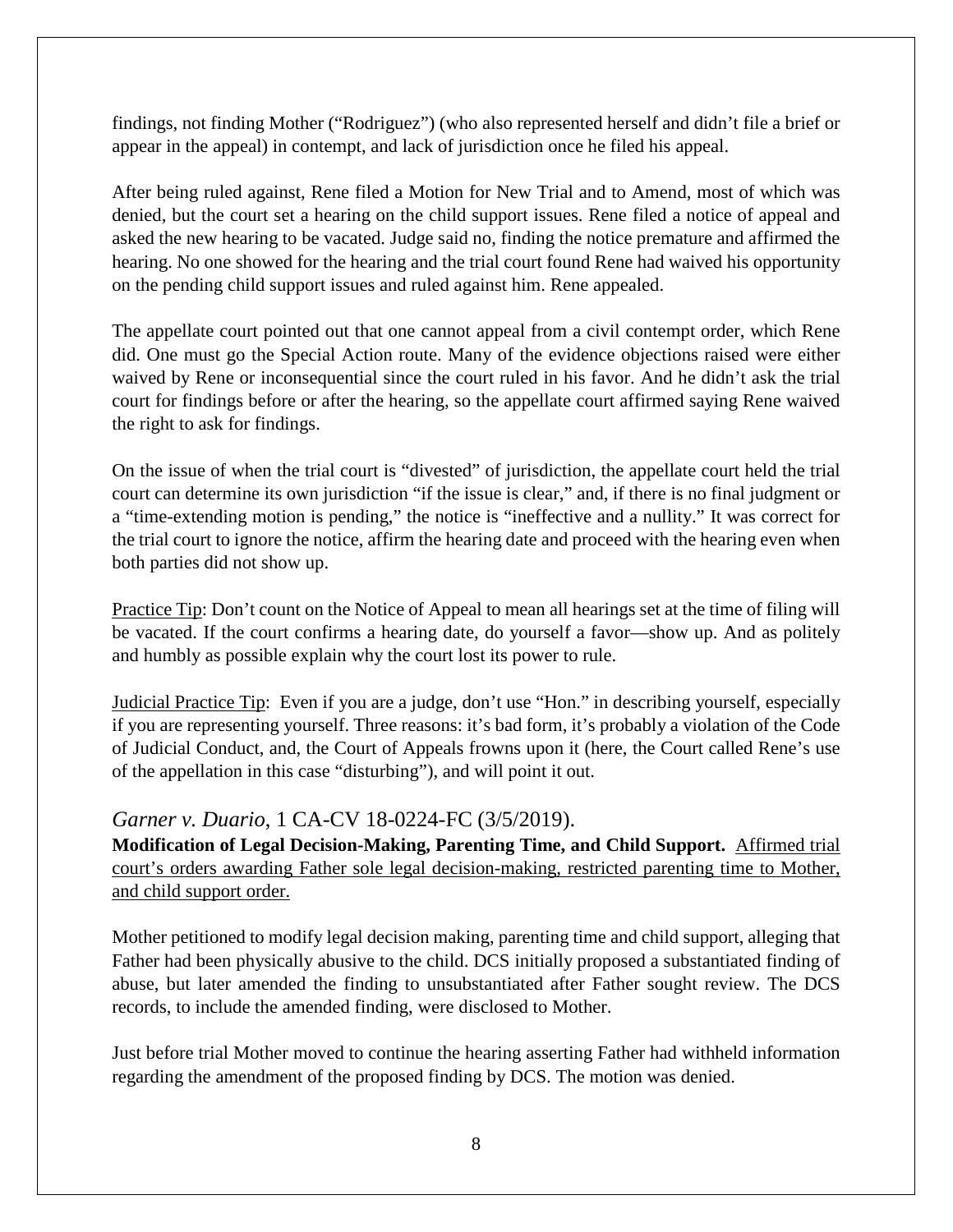findings, not finding Mother ("Rodriguez") (who also represented herself and didn't file a brief or appear in the appeal) in contempt, and lack of jurisdiction once he filed his appeal.

After being ruled against, Rene filed a Motion for New Trial and to Amend, most of which was denied, but the court set a hearing on the child support issues. Rene filed a notice of appeal and asked the new hearing to be vacated. Judge said no, finding the notice premature and affirmed the hearing. No one showed for the hearing and the trial court found Rene had waived his opportunity on the pending child support issues and ruled against him. Rene appealed.

The appellate court pointed out that one cannot appeal from a civil contempt order, which Rene did. One must go the Special Action route. Many of the evidence objections raised were either waived by Rene or inconsequential since the court ruled in his favor. And he didn't ask the trial court for findings before or after the hearing, so the appellate court affirmed saying Rene waived the right to ask for findings.

On the issue of when the trial court is "divested" of jurisdiction, the appellate court held the trial court can determine its own jurisdiction "if the issue is clear," and, if there is no final judgment or a "time-extending motion is pending," the notice is "ineffective and a nullity." It was correct for the trial court to ignore the notice, affirm the hearing date and proceed with the hearing even when both parties did not show up.

<u>Practice Tip</u>: Don't count on the Notice of Appeal to mean all hearings set at the time of filing will be vacated. If the court confirms a hearing date, do yourself a favor—show up. And as politely and humbly as possible explain why the court lost its power to rule.

<u>Judicial Practice Tip</u>: Even if you are a judge, don't use "Hon." in describing yourself, especially if you are representing yourself. Three reasons: it's bad form, it's probably a violation of the Code of Judicial Conduct, and, the Court of Appeals frowns upon it (here, the Court called Rene's use of the appellation in this case "disturbing"), and will point it out.

### *Garner v. Duario*, 1 CA-CV 18-0224-FC (3/5/2019).

**Modification of Legal Decision-Making, Parenting Time, and Child Support.** <u>Affirmed trial court's orders awarding Father sole legal decision-making, restricted parenting time to Mother, and child support order.</u>

Mother petitioned to modify legal decision making, parenting time and child support, alleging that Father had been physically abusive to the child. DCS initially proposed a substantiated finding of abuse, but later amended the finding to unsubstantiated after Father sought review. The DCS records, to include the amended finding, were disclosed to Mother.

Just before trial Mother moved to continue the hearing asserting Father had withheld information regarding the amendment of the proposed finding by DCS. The motion was denied.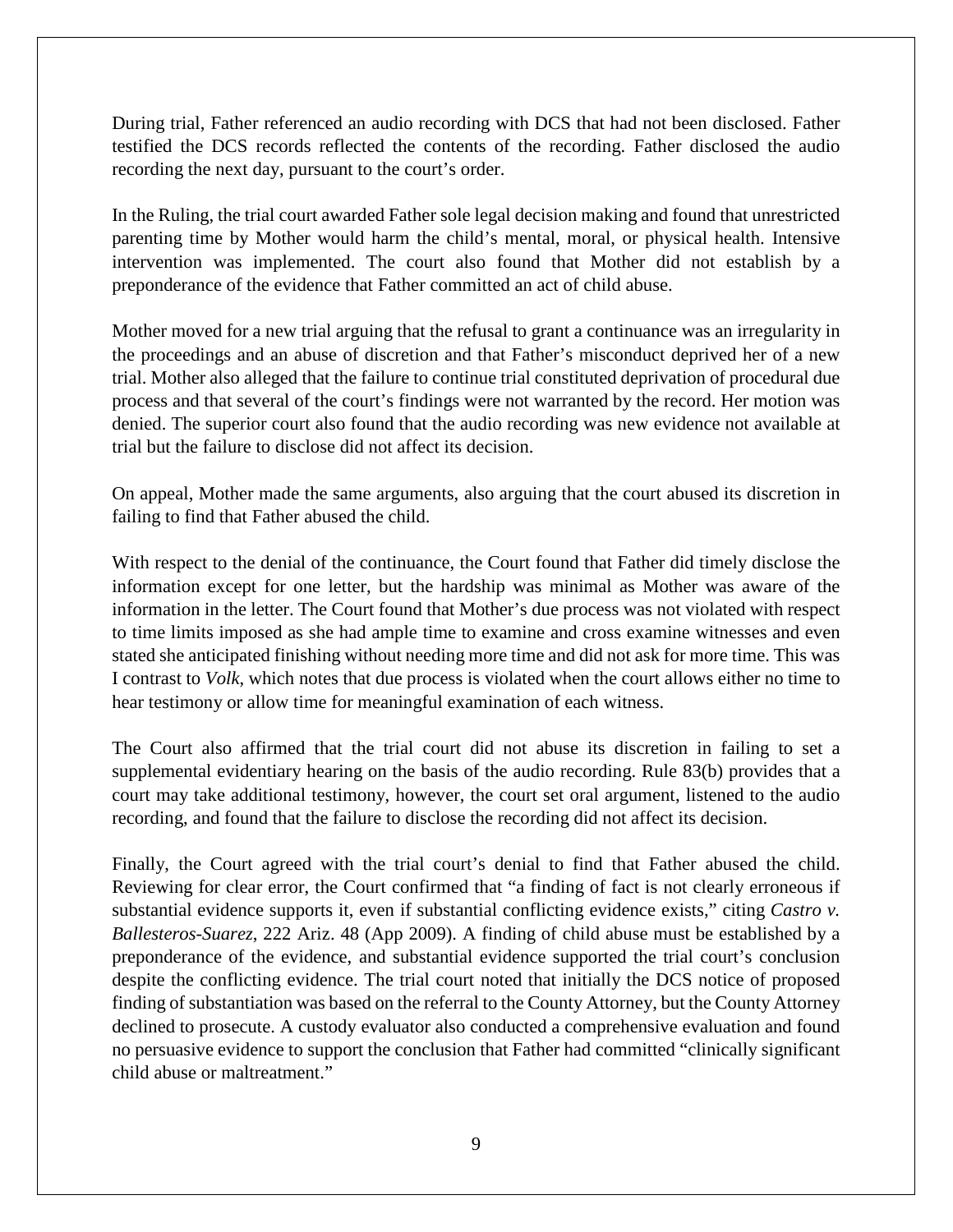During trial, Father referenced an audio recording with DCS that had not been disclosed. Father testified the DCS records reflected the contents of the recording. Father disclosed the audio recording the next day, pursuant to the court's order.

In the Ruling, the trial court awarded Father sole legal decision making and found that unrestricted parenting time by Mother would harm the child's mental, moral, or physical health. Intensive intervention was implemented. The court also found that Mother did not establish by a preponderance of the evidence that Father committed an act of child abuse.

Mother moved for a new trial arguing that the refusal to grant a continuance was an irregularity in the proceedings and an abuse of discretion and that Father's misconduct deprived her of a new trial. Mother also alleged that the failure to continue trial constituted deprivation of procedural due process and that several of the court's findings were not warranted by the record. Her motion was denied. The superior court also found that the audio recording was new evidence not available at trial but the failure to disclose did not affect its decision.

On appeal, Mother made the same arguments, also arguing that the court abused its discretion in failing to find that Father abused the child.

With respect to the denial of the continuance, the Court found that Father did timely disclose the information except for one letter, but the hardship was minimal as Mother was aware of the information in the letter. The Court found that Mother's due process was not violated with respect to time limits imposed as she had ample time to examine and cross examine witnesses and even stated she anticipated finishing without needing more time and did not ask for more time. This was I contrast to *Volk*, which notes that due process is violated when the court allows either no time to hear testimony or allow time for meaningful examination of each witness.

The Court also affirmed that the trial court did not abuse its discretion in failing to set a supplemental evidentiary hearing on the basis of the audio recording. Rule 83(b) provides that a court may take additional testimony, however, the court set oral argument, listened to the audio recording, and found that the failure to disclose the recording did not affect its decision.

Finally, the Court agreed with the trial court's denial to find that Father abused the child. Reviewing for clear error, the Court confirmed that "a finding of fact is not clearly erroneous if substantial evidence supports it, even if substantial conflicting evidence exists," citing *Castro v. Ballesteros-Suarez*, 222 Ariz. 48 (App 2009). A finding of child abuse must be established by a preponderance of the evidence, and substantial evidence supported the trial court's conclusion despite the conflicting evidence. The trial court noted that initially the DCS notice of proposed finding of substantiation was based on the referral to the County Attorney, but the County Attorney declined to prosecute. A custody evaluator also conducted a comprehensive evaluation and found no persuasive evidence to support the conclusion that Father had committed "clinically significant child abuse or maltreatment."